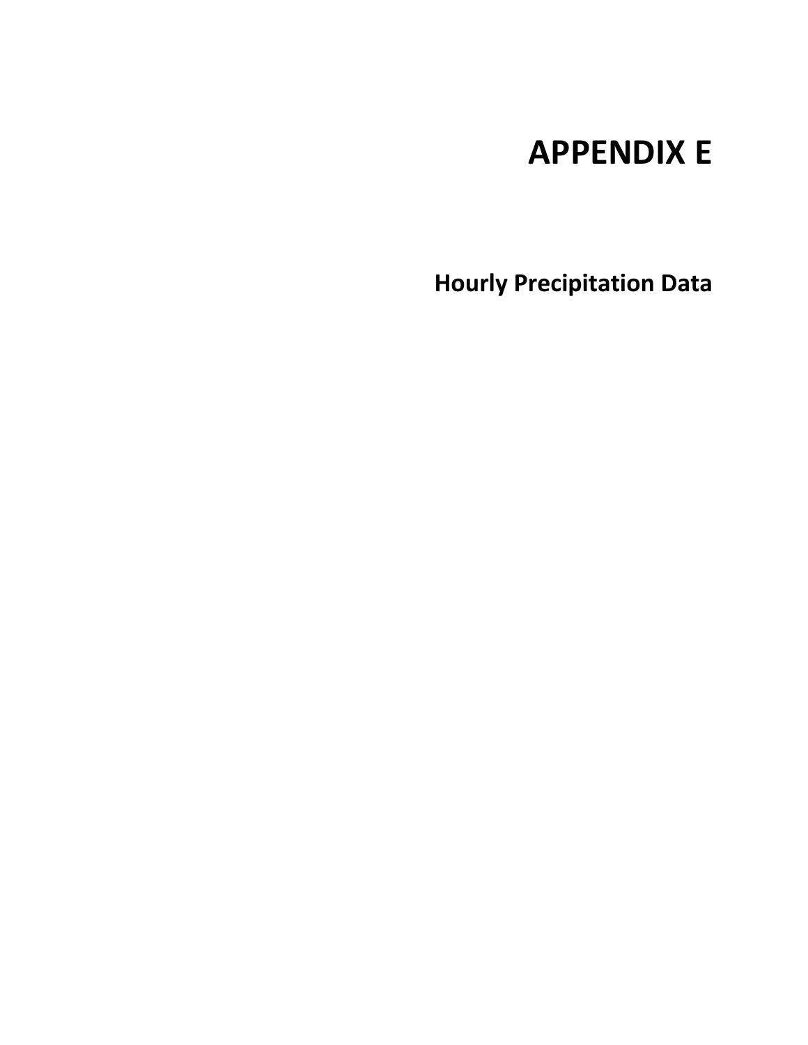# APPENDIX E

## Hourly Precipitation Data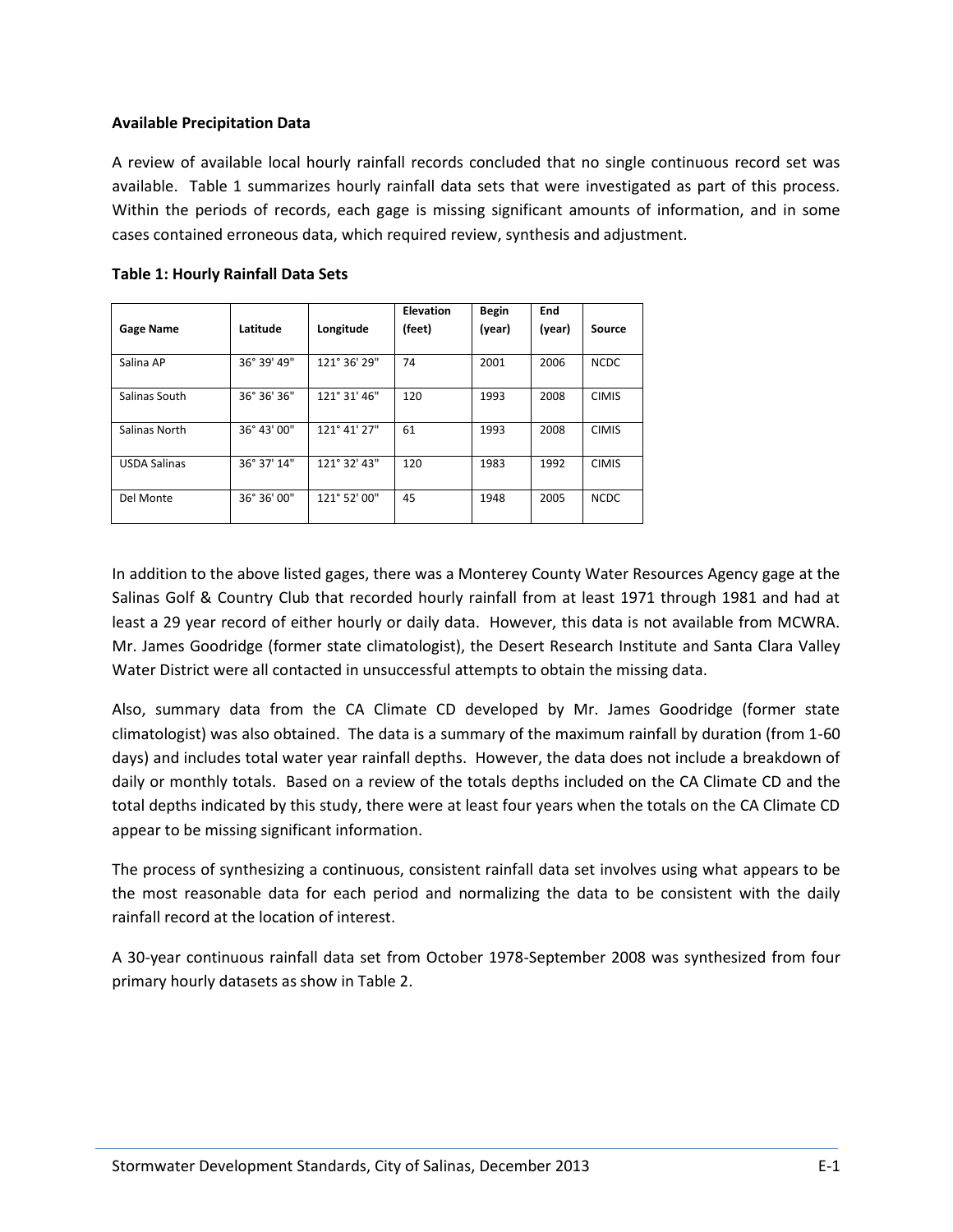**Available Precipitation Data**

A review of available local hourly rainfall records concluded that no single continuous record set was available. Table 1 summarizes hourly rainfall data sets that were investigated as part of this process. Within the periods of records, each gage is missing significant amounts of information, and in some cases contained erroneous data, which required review, synthesis and adjustment.

**Table 1: Hourly Rainfall Data Sets**

| Gage Name | Latitude | Longitude | Elevation (feet) | Begin (year) | End (year) | Source |
|---|---|---|---|---|---|---|
| Salina AP | 36° 39' 49" | 121° 36' 29" | 74 | 2001 | 2006 | NCDC |
| Salinas South | 36° 36' 36" | 121° 31' 46" | 120 | 1993 | 2008 | CIMIS |
| Salinas North | 36° 43' 00" | 121° 41' 27" | 61 | 1993 | 2008 | CIMIS |
| USDA Salinas | 36° 37' 14" | 121° 32' 43" | 120 | 1983 | 1992 | CIMIS |
| Del Monte | 36° 36' 00" | 121° 52' 00" | 45 | 1948 | 2005 | NCDC |

In addition to the above listed gages, there was a Monterey County Water Resources Agency gage at the Salinas Golf & Country Club that recorded hourly rainfall from at least 1971 through 1981 and had at least a 29 year record of either hourly or daily data. However, this data is not available from MCWRA. Mr. James Goodridge (former state climatologist), the Desert Research Institute and Santa Clara Valley Water District were all contacted in unsuccessful attempts to obtain the missing data.

Also, summary data from the CA Climate CD developed by Mr. James Goodridge (former state climatologist) was also obtained. The data is a summary of the maximum rainfall by duration (from 1-60 days) and includes total water year rainfall depths. However, the data does not include a breakdown of daily or monthly totals. Based on a review of the totals depths included on the CA Climate CD and the total depths indicated by this study, there were at least four years when the totals on the CA Climate CD appear to be missing significant information.

The process of synthesizing a continuous, consistent rainfall data set involves using what appears to be the most reasonable data for each period and normalizing the data to be consistent with the daily rainfall record at the location of interest.

A 30-year continuous rainfall data set from October 1978-September 2008 was synthesized from four primary hourly datasets as show in Table 2.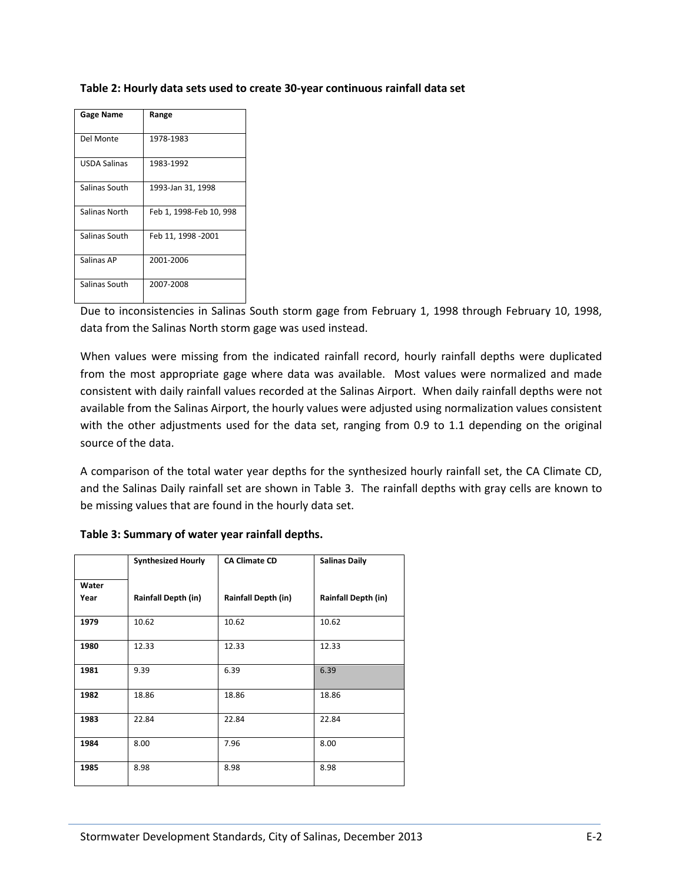**Table 2: Hourly data sets used to create 30-year continuous rainfall data set**

| Gage Name | Range |
|---|---|
| Del Monte | 1978-1983 |
| USDA Salinas | 1983-1992 |
| Salinas South | 1993-Jan 31, 1998 |
| Salinas North | Feb 1, 1998-Feb 10, 998 |
| Salinas South | Feb 11, 1998 -2001 |
| Salinas AP | 2001-2006 |
| Salinas South | 2007-2008 |

Due to inconsistencies in Salinas South storm gage from February 1, 1998 through February 10, 1998, data from the Salinas North storm gage was used instead.

When values were missing from the indicated rainfall record, hourly rainfall depths were duplicated from the most appropriate gage where data was available. Most values were normalized and made consistent with daily rainfall values recorded at the Salinas Airport. When daily rainfall depths were not available from the Salinas Airport, the hourly values were adjusted using normalization values consistent with the other adjustments used for the data set, ranging from 0.9 to 1.1 depending on the original source of the data.

A comparison of the total water year depths for the synthesized hourly rainfall set, the CA Climate CD, and the Salinas Daily rainfall set are shown in Table 3. The rainfall depths with gray cells are known to be missing values that are found in the hourly data set.

**Table 3: Summary of water year rainfall depths.**

| | Synthesized Hourly | CA Climate CD | Salinas Daily |
|---|---|---|---|
| **Water Year** | **Rainfall Depth (in)** | **Rainfall Depth (in)** | **Rainfall Depth (in)** |
| **1979** | 10.62 | 10.62 | 10.62 |
| **1980** | 12.33 | 12.33 | 12.33 |
| **1981** | 9.39 | 6.39 | 6.39 |
| **1982** | 18.86 | 18.86 | 18.86 |
| **1983** | 22.84 | 22.84 | 22.84 |
| **1984** | 8.00 | 7.96 | 8.00 |
| **1985** | 8.98 | 8.98 | 8.98 |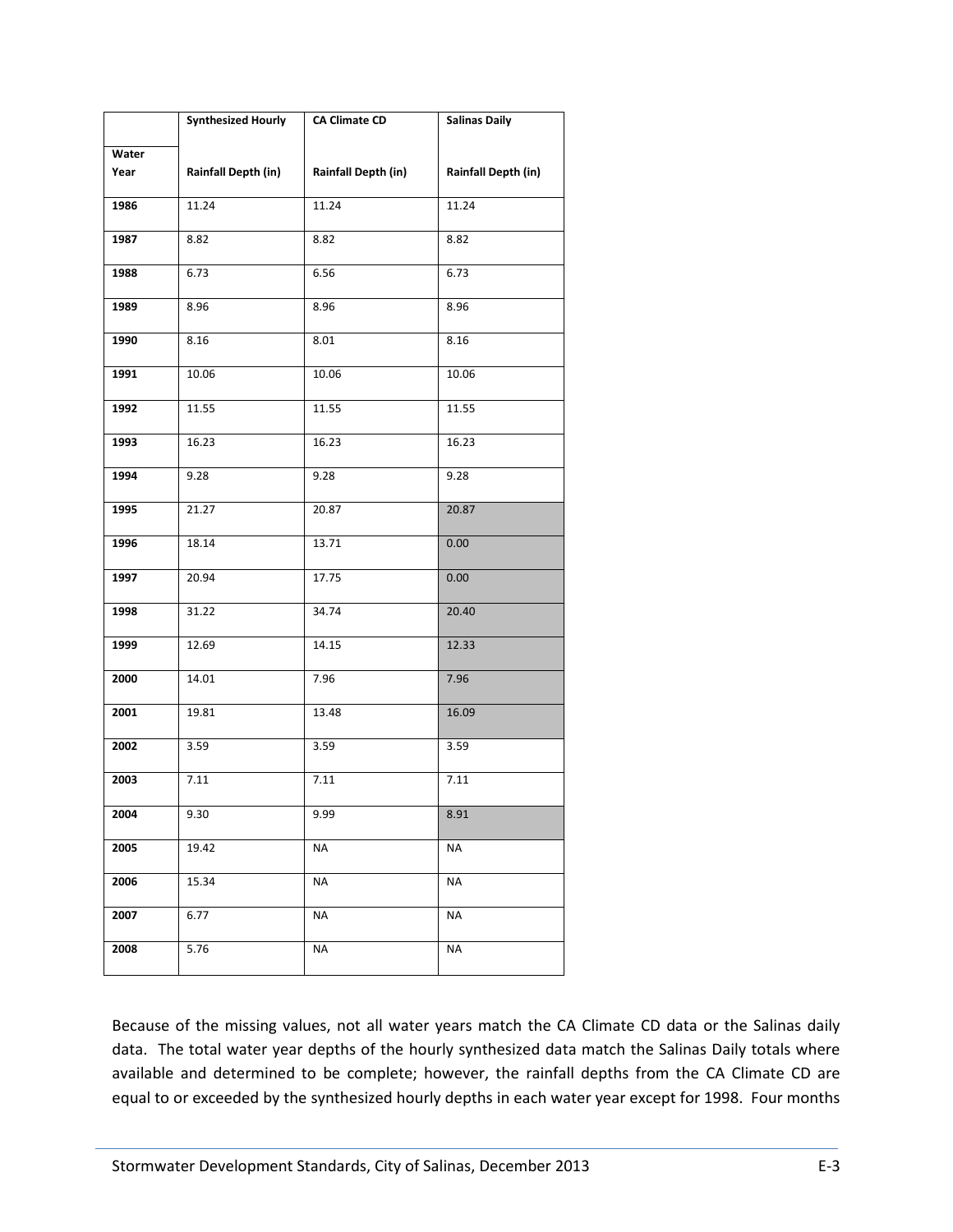| Water Year | Synthesized Hourly<br><br>Rainfall Depth (in) | CA Climate CD<br><br>Rainfall Depth (in) | Salinas Daily<br><br>Rainfall Depth (in) |
|---|---|---|---|
| **1986** | 11.24 | 11.24 | 11.24 |
| **1987** | 8.82 | 8.82 | 8.82 |
| **1988** | 6.73 | 6.56 | 6.73 |
| **1989** | 8.96 | 8.96 | 8.96 |
| **1990** | 8.16 | 8.01 | 8.16 |
| **1991** | 10.06 | 10.06 | 10.06 |
| **1992** | 11.55 | 11.55 | 11.55 |
| **1993** | 16.23 | 16.23 | 16.23 |
| **1994** | 9.28 | 9.28 | 9.28 |
| **1995** | 21.27 | 20.87 | 20.87 |
| **1996** | 18.14 | 13.71 | 0.00 |
| **1997** | 20.94 | 17.75 | 0.00 |
| **1998** | 31.22 | 34.74 | 20.40 |
| **1999** | 12.69 | 14.15 | 12.33 |
| **2000** | 14.01 | 7.96 | 7.96 |
| **2001** | 19.81 | 13.48 | 16.09 |
| **2002** | 3.59 | 3.59 | 3.59 |
| **2003** | 7.11 | 7.11 | 7.11 |
| **2004** | 9.30 | 9.99 | 8.91 |
| **2005** | 19.42 | NA | NA |
| **2006** | 15.34 | NA | NA |
| **2007** | 6.77 | NA | NA |
| **2008** | 5.76 | NA | NA |

Because of the missing values, not all water years match the CA Climate CD data or the Salinas daily data. The total water year depths of the hourly synthesized data match the Salinas Daily totals where available and determined to be complete; however, the rainfall depths from the CA Climate CD are equal to or exceeded by the synthesized hourly depths in each water year except for 1998. Four months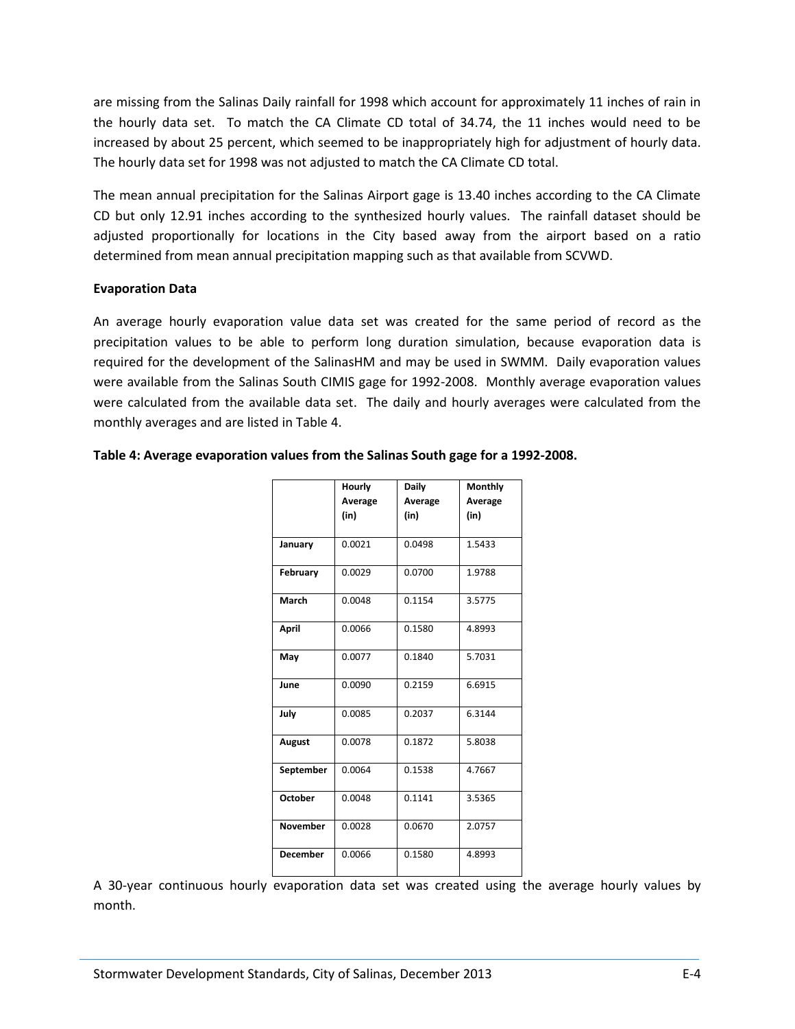are missing from the Salinas Daily rainfall for 1998 which account for approximately 11 inches of rain in the hourly data set. To match the CA Climate CD total of 34.74, the 11 inches would need to be increased by about 25 percent, which seemed to be inappropriately high for adjustment of hourly data. The hourly data set for 1998 was not adjusted to match the CA Climate CD total.

The mean annual precipitation for the Salinas Airport gage is 13.40 inches according to the CA Climate CD but only 12.91 inches according to the synthesized hourly values. The rainfall dataset should be adjusted proportionally for locations in the City based away from the airport based on a ratio determined from mean annual precipitation mapping such as that available from SCVWD.

**Evaporation Data**

An average hourly evaporation value data set was created for the same period of record as the precipitation values to be able to perform long duration simulation, because evaporation data is required for the development of the SalinasHM and may be used in SWMM. Daily evaporation values were available from the Salinas South CIMIS gage for 1992-2008. Monthly average evaporation values were calculated from the available data set. The daily and hourly averages were calculated from the monthly averages and are listed in Table 4.

**Table 4: Average evaporation values from the Salinas South gage for a 1992-2008.**

| | Hourly Average (in) | Daily Average (in) | Monthly Average (in) |
|---|---|---|---|
| **January** | 0.0021 | 0.0498 | 1.5433 |
| **February** | 0.0029 | 0.0700 | 1.9788 |
| **March** | 0.0048 | 0.1154 | 3.5775 |
| **April** | 0.0066 | 0.1580 | 4.8993 |
| **May** | 0.0077 | 0.1840 | 5.7031 |
| **June** | 0.0090 | 0.2159 | 6.6915 |
| **July** | 0.0085 | 0.2037 | 6.3144 |
| **August** | 0.0078 | 0.1872 | 5.8038 |
| **September** | 0.0064 | 0.1538 | 4.7667 |
| **October** | 0.0048 | 0.1141 | 3.5365 |
| **November** | 0.0028 | 0.0670 | 2.0757 |
| **December** | 0.0066 | 0.1580 | 4.8993 |

A 30-year continuous hourly evaporation data set was created using the average hourly values by month.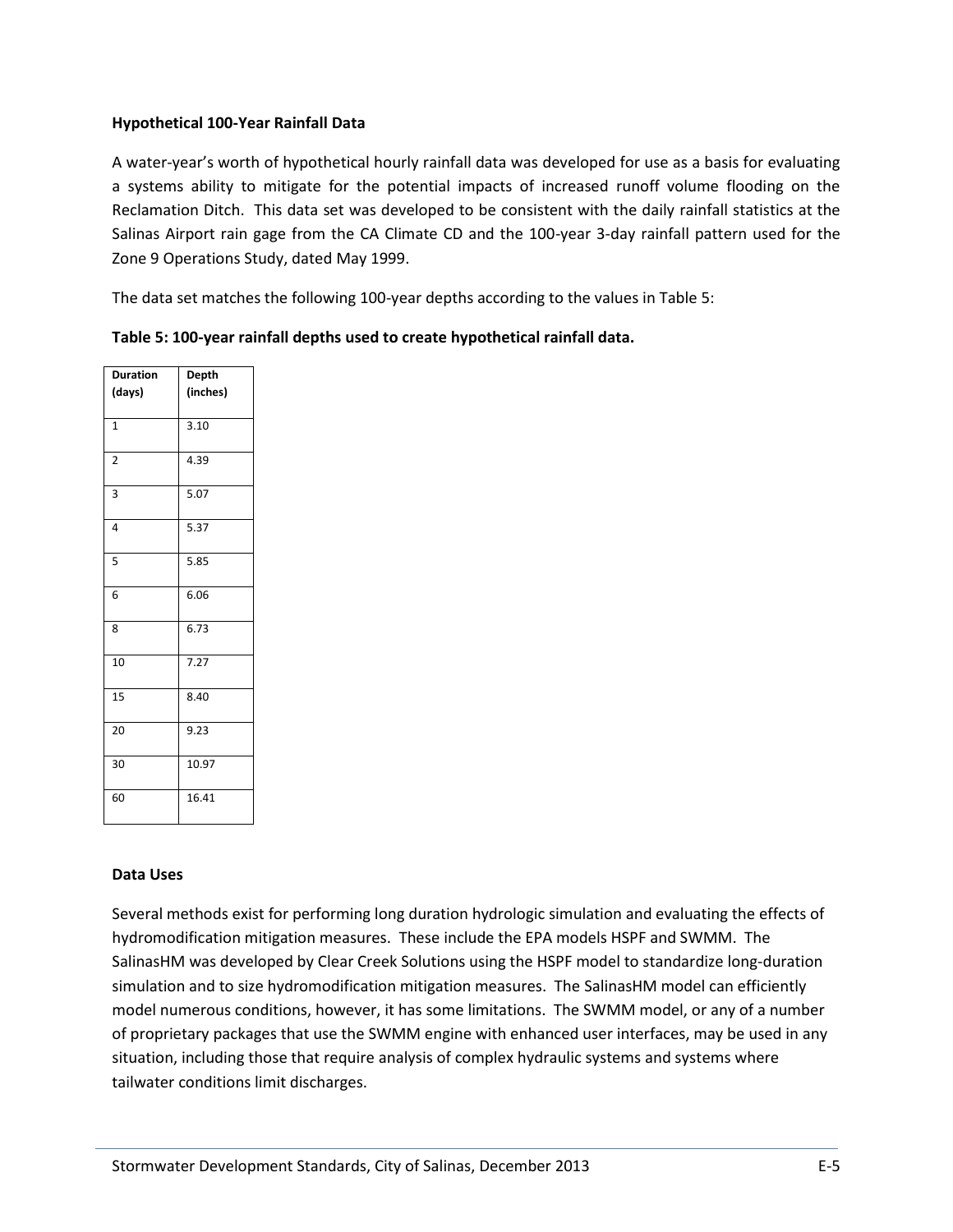### Hypothetical 100-Year Rainfall Data

A water-year's worth of hypothetical hourly rainfall data was developed for use as a basis for evaluating a systems ability to mitigate for the potential impacts of increased runoff volume flooding on the Reclamation Ditch. This data set was developed to be consistent with the daily rainfall statistics at the Salinas Airport rain gage from the CA Climate CD and the 100-year 3-day rainfall pattern used for the Zone 9 Operations Study, dated May 1999.

The data set matches the following 100-year depths according to the values in Table 5:

**Table 5: 100-year rainfall depths used to create hypothetical rainfall data.**

| Duration (days) | Depth (inches) |
|---|---|
| 1 | 3.10 |
| 2 | 4.39 |
| 3 | 5.07 |
| 4 | 5.37 |
| 5 | 5.85 |
| 6 | 6.06 |
| 8 | 6.73 |
| 10 | 7.27 |
| 15 | 8.40 |
| 20 | 9.23 |
| 30 | 10.97 |
| 60 | 16.41 |

### Data Uses

Several methods exist for performing long duration hydrologic simulation and evaluating the effects of hydromodification mitigation measures. These include the EPA models HSPF and SWMM. The SalinasHM was developed by Clear Creek Solutions using the HSPF model to standardize long-duration simulation and to size hydromodification mitigation measures. The SalinasHM model can efficiently model numerous conditions, however, it has some limitations. The SWMM model, or any of a number of proprietary packages that use the SWMM engine with enhanced user interfaces, may be used in any situation, including those that require analysis of complex hydraulic systems and systems where tailwater conditions limit discharges.